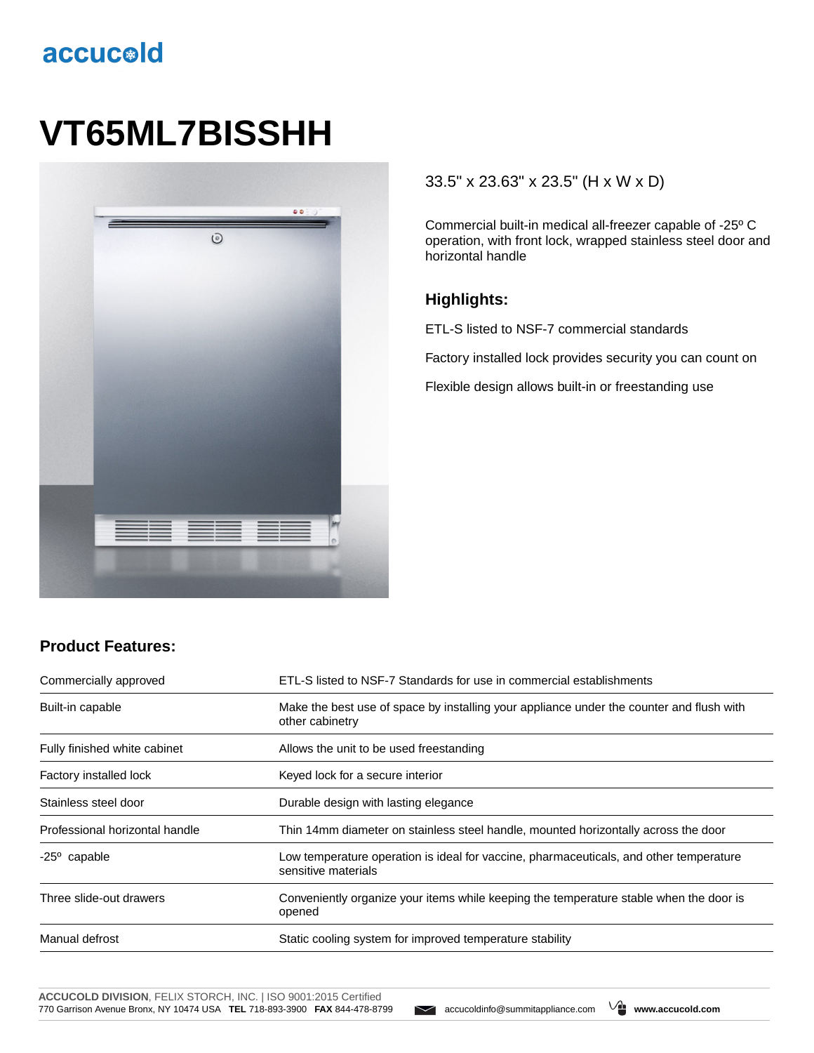accucold

# VT65ML7BISSHH

33.5" x 23.63" x 23.5" (H x W x D)

Commercial built-in medical all-freezer capable of -25º C operation, with front lock, wrapped stainless steel door and horizontal handle

### Highlights:

ETL-S listed to NSF-7 commercial standards

Factory installed lock provides security you can count on

Flexible design allows built-in or freestanding use

### Product Features:

| | |
|---|---|
| Commercially approved | ETL-S listed to NSF-7 Standards for use in commercial establishments |
| Built-in capable | Make the best use of space by installing your appliance under the counter and flush with other cabinetry |
| Fully finished white cabinet | Allows the unit to be used freestanding |
| Factory installed lock | Keyed lock for a secure interior |
| Stainless steel door | Durable design with lasting elegance |
| Professional horizontal handle | Thin 14mm diameter on stainless steel handle, mounted horizontally across the door |
| -25º capable | Low temperature operation is ideal for vaccine, pharmaceuticals, and other temperature sensitive materials |
| Three slide-out drawers | Conveniently organize your items while keeping the temperature stable when the door is opened |
| Manual defrost | Static cooling system for improved temperature stability |

**ACCUCOLD DIVISION**, FELIX STORCH, INC. | ISO 9001:2015 Certified
770 Garrison Avenue Bronx, NY 10474 USA **TEL** 718-893-3900 **FAX** 844-478-8799 accucoldinfo@summitappliance.com **www.accucold.com**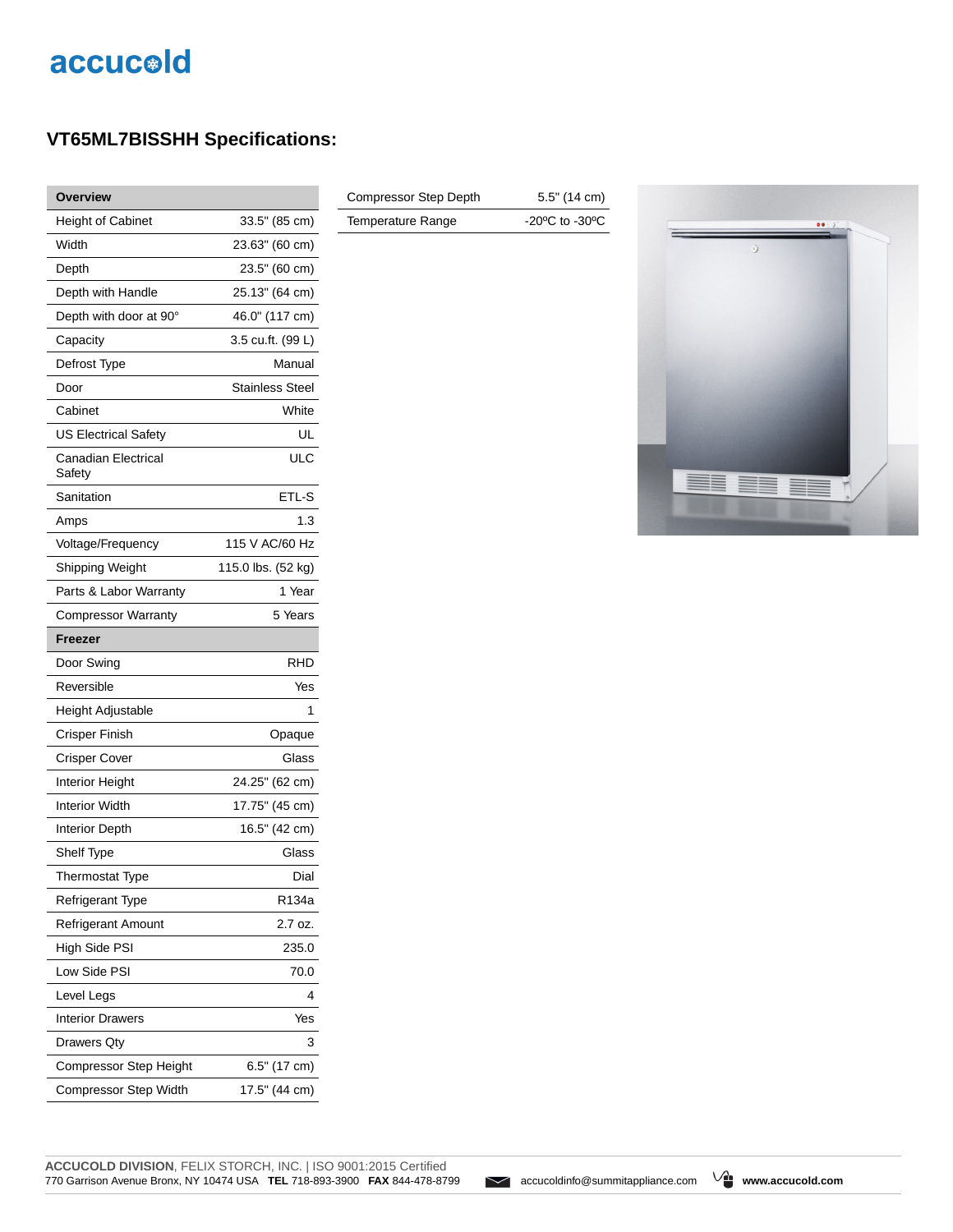**accucold**

## VT65ML7BISSHH Specifications:

| Overview | |
|---|---|
| Height of Cabinet | 33.5" (85 cm) |
| Width | 23.63" (60 cm) |
| Depth | 23.5" (60 cm) |
| Depth with Handle | 25.13" (64 cm) |
| Depth with door at 90° | 46.0" (117 cm) |
| Capacity | 3.5 cu.ft. (99 L) |
| Defrost Type | Manual |
| Door | Stainless Steel |
| Cabinet | White |
| US Electrical Safety | UL |
| Canadian Electrical Safety | ULC |
| Sanitation | ETL-S |
| Amps | 1.3 |
| Voltage/Frequency | 115 V AC/60 Hz |
| Shipping Weight | 115.0 lbs. (52 kg) |
| Parts & Labor Warranty | 1 Year |
| Compressor Warranty | 5 Years |
| **Freezer** | |
| Door Swing | RHD |
| Reversible | Yes |
| Height Adjustable | 1 |
| Crisper Finish | Opaque |
| Crisper Cover | Glass |
| Interior Height | 24.25" (62 cm) |
| Interior Width | 17.75" (45 cm) |
| Interior Depth | 16.5" (42 cm) |
| Shelf Type | Glass |
| Thermostat Type | Dial |
| Refrigerant Type | R134a |
| Refrigerant Amount | 2.7 oz. |
| High Side PSI | 235.0 |
| Low Side PSI | 70.0 |
| Level Legs | 4 |
| Interior Drawers | Yes |
| Drawers Qty | 3 |
| Compressor Step Height | 6.5" (17 cm) |
| Compressor Step Width | 17.5" (44 cm) |
| Compressor Step Depth | 5.5" (14 cm) |
| Temperature Range | -20ºC to -30ºC |

**ACCUCOLD DIVISION**, FELIX STORCH, INC. | ISO 9001:2015 Certified
770 Garrison Avenue Bronx, NY 10474 USA **TEL** 718-893-3900 **FAX** 844-478-8799 accucoldinfo@summitappliance.com **www.accucold.com**